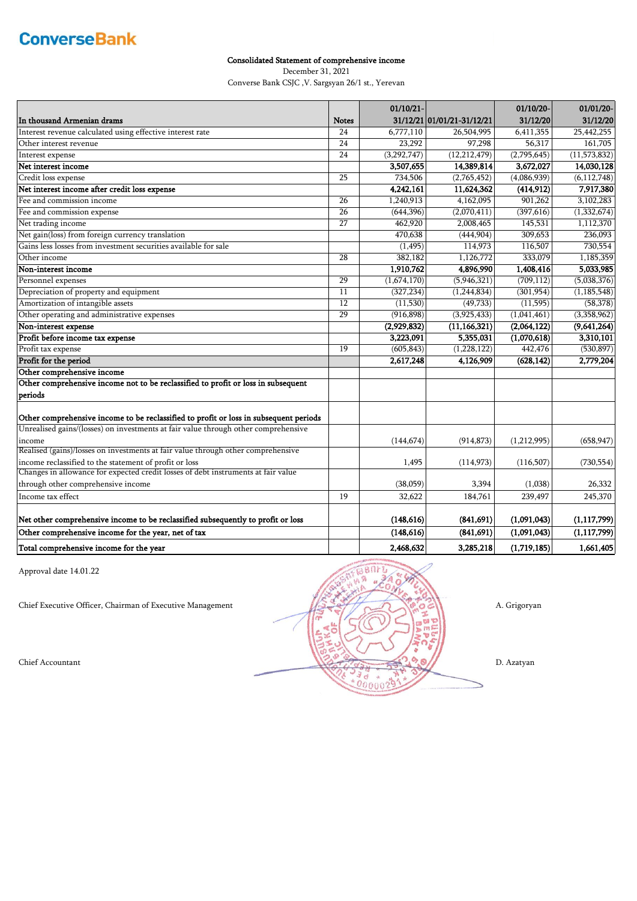ConverseBank

**Consolidated Statement of comprehensive income**

December 31, 2021

Converse Bank CSJC ,V. Sargsyan 26/1 st., Yerevan

| In thousand Armenian drams | Notes | 01/10/21-31/12/21 | 01/01/21-31/12/21 | 01/10/20-31/12/20 | 01/01/20-31/12/20 |
|---|---|---|---|---|---|
| Interest revenue calculated using effective interest rate | 24 | 6,777,110 | 26,504,995 | 6,411,355 | 25,442,255 |
| Other interest revenue | 24 | 23,292 | 97,298 | 56,317 | 161,705 |
| Interest expense | 24 | (3,292,747) | (12,212,479) | (2,795,645) | (11,573,832) |
| **Net interest income** | | **3,507,655** | **14,389,814** | **3,672,027** | **14,030,128** |
| Credit loss expense | 25 | 734,506 | (2,765,452) | (4,086,939) | (6,112,748) |
| **Net interest income after credit loss expense** | | **4,242,161** | **11,624,362** | **(414,912)** | **7,917,380** |
| Fee and commission income | 26 | 1,240,913 | 4,162,095 | 901,262 | 3,102,283 |
| Fee and commission expense | 26 | (644,396) | (2,070,411) | (397,616) | (1,332,674) |
| Net trading income | 27 | 462,920 | 2,008,465 | 145,531 | 1,112,370 |
| Net gain(loss) from foreign currency translation | | 470,638 | (444,904) | 309,653 | 236,093 |
| Gains less losses from investment securities available for sale | | (1,495) | 114,973 | 116,507 | 730,554 |
| Other income | 28 | 382,182 | 1,126,772 | 333,079 | 1,185,359 |
| **Non-interest income** | | **1,910,762** | **4,896,990** | **1,408,416** | **5,033,985** |
| Personnel expenses | 29 | (1,674,170) | (5,946,321) | (709,112) | (5,038,376) |
| Depreciation of property and equipment | 11 | (327,234) | (1,244,834) | (301,954) | (1,185,548) |
| Amortization of intangible assets | 12 | (11,530) | (49,733) | (11,595) | (58,378) |
| Other operating and administrative expenses | 29 | (916,898) | (3,925,433) | (1,041,461) | (3,358,962) |
| **Non-interest expense** | | **(2,929,832)** | **(11,166,321)** | **(2,064,122)** | **(9,641,264)** |
| **Profit before income tax expense** | | **3,223,091** | **5,355,031** | **(1,070,618)** | **3,310,101** |
| Profit tax expense | 19 | (605,843) | (1,228,122) | 442,476 | (530,897) |
| **Profit for the period** | | **2,617,248** | **4,126,909** | **(628,142)** | **2,779,204** |
| **Other comprehensive income** | | | | | |
| **Other comprehensive income not to be reclassified to profit or loss in subsequent periods** | | | | | |
| **Other comprehensive income to be reclassified to profit or loss in subsequent periods** | | | | | |
| Unrealised gains/(losses) on investments at fair value through other comprehensive income | | (144,674) | (914,873) | (1,212,995) | (658,947) |
| Realised (gains)/losses on investments at fair value through other comprehensive income reclassified to the statement of profit or loss | | 1,495 | (114,973) | (116,507) | (730,554) |
| Changes in allowance for expected credit losses of debt instruments at fair value through other comprehensive income | | (38,059) | 3,394 | (1,038) | 26,332 |
| Income tax effect | 19 | 32,622 | 184,761 | 239,497 | 245,370 |
| **Net other comprehensive income to be reclassified subsequently to profit or loss** | | **(148,616)** | **(841,691)** | **(1,091,043)** | **(1,117,799)** |
| **Other comprehensive income for the year, net of tax** | | **(148,616)** | **(841,691)** | **(1,091,043)** | **(1,117,799)** |
| **Total comprehensive income for the year** | | **2,468,632** | **3,285,218** | **(1,719,185)** | **1,661,405** |

Approval date 14.01.22

Chief Executive Officer, Chairman of Executive Management — A. Grigoryan

Chief Accountant — D. Azatyan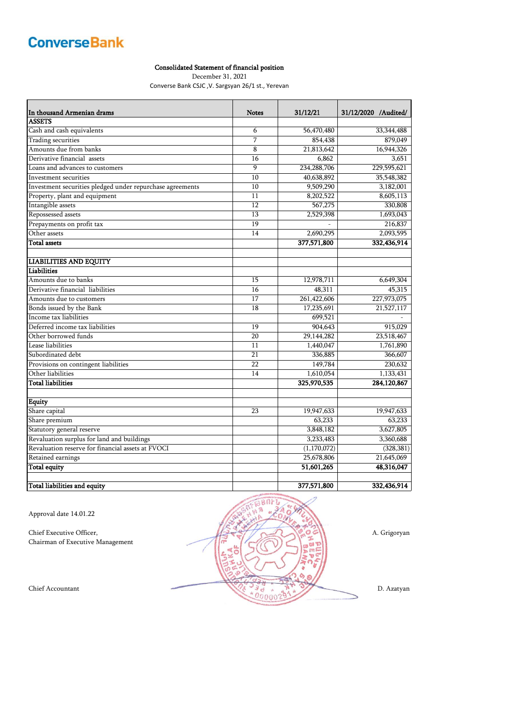**ConverseBank**

**Consolidated Statement of financial position**

December 31, 2021

Converse Bank CJSC ,V. Sargsyan 26/1 st., Yerevan

| In thousand Armenian drams | Notes | 31/12/21 | 31/12/2020 /Audited/ |
|---|---|---|---|
| **ASSETS** | | | |
| Cash and cash equivalents | 6 | 56,470,480 | 33,344,488 |
| Trading securities | 7 | 854,438 | 879,049 |
| Amounts due from banks | 8 | 21,813,642 | 16,944,326 |
| Derivative financial assets | 16 | 6,862 | 3,651 |
| Loans and advances to customers | 9 | 234,288,706 | 229,595,621 |
| Investment securities | 10 | 40,638,892 | 35,548,382 |
| Investment securities pledged under repurchase agreements | 10 | 9,509,290 | 3,182,001 |
| Property, plant and equipment | 11 | 8,202,522 | 8,605,113 |
| Intangible assets | 12 | 567,275 | 330,808 |
| Repossessed assets | 13 | 2,529,398 | 1,693,043 |
| Prepayments on profit tax | 19 | - | 216,837 |
| Other assets | 14 | 2,690,295 | 2,093,595 |
| **Total assets** | | **377,571,800** | **332,436,914** |
| | | | |
| **LIABILITIES AND EQUITY** | | | |
| **Liabilities** | | | |
| Amounts due to banks | 15 | 12,978,711 | 6,649,304 |
| Derivative financial liabilities | 16 | 48,311 | 45,315 |
| Amounts due to customers | 17 | 261,422,606 | 227,973,075 |
| Bonds issued by the Bank | 18 | 17,235,691 | 21,527,117 |
| Income tax liabilities | | 699,521 | - |
| Deferred income tax liabilities | 19 | 904,643 | 915,029 |
| Other borrowed funds | 20 | 29,144,282 | 23,518,467 |
| Lease liabilities | 11 | 1,440,047 | 1,761,890 |
| Subordinated debt | 21 | 336,885 | 366,607 |
| Provisions on contingent liabilities | 22 | 149,784 | 230,632 |
| Other liabilities | 14 | 1,610,054 | 1,133,431 |
| **Total liabilities** | | **325,970,535** | **284,120,867** |
| | | | |
| **Equity** | | | |
| Share capital | 23 | 19,947,633 | 19,947,633 |
| Share premium | | 63,233 | 63,233 |
| Statutory general reserve | | 3,848,182 | 3,627,805 |
| Revaluation surplus for land and buildings | | 3,233,483 | 3,360,688 |
| Revaluation reserve for financial assets at FVOCI | | (1,170,072) | (328,381) |
| Retained earnings | | 25,678,806 | 21,645,069 |
| **Total equity** | | **51,601,265** | **48,316,047** |
| | | | |
| **Total liabilities and equity** | | **377,571,800** | **332,436,914** |

Approval date 14.01.22

Chief Executive Officer,
Chairman of Executive Management — A. Grigoryan

Chief Accountant — D. Azatyan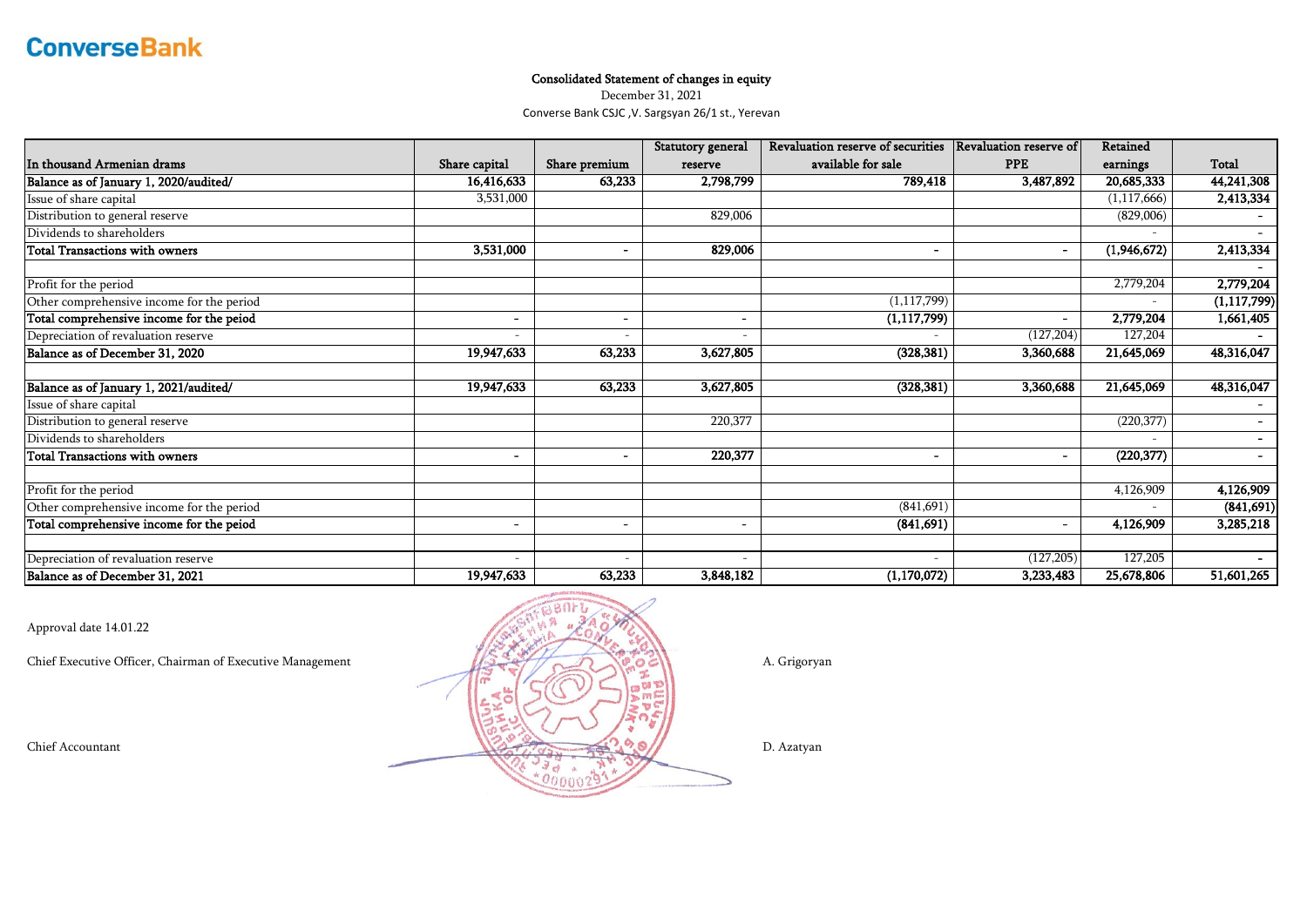ConverseBank

# Consolidated Statement of changes in equity

December 31, 2021

Converse Bank CSJC ,V. Sargsyan 26/1 st., Yerevan

| In thousand Armenian drams | Share capital | Share premium | Statutory general reserve | Revaluation reserve of securities available for sale | Revaluation reserve of PPE | Retained earnings | Total |
|---|---|---|---|---|---|---|---|
| **Balance as of January 1, 2020/audited/** | **16,416,633** | **63,233** | **2,798,799** | **789,418** | **3,487,892** | **20,685,333** | **44,241,308** |
| Issue of share capital | 3,531,000 | | | | | (1,117,666) | **2,413,334** |
| Distribution to general reserve | | | 829,006 | | | (829,006) | - |
| Dividends to shareholders | | | | | | - | - |
| **Total Transactions with owners** | **3,531,000** | **-** | **829,006** | **-** | **-** | **(1,946,672)** | **2,413,334** |
| | | | | | | | - |
| Profit for the period | | | | | | 2,779,204 | **2,779,204** |
| Other comprehensive income for the period | | | | (1,117,799) | | - | **(1,117,799)** |
| **Total comprehensive income for the peiod** | **-** | **-** | **-** | **(1,117,799)** | **-** | **2,779,204** | **1,661,405** |
| Depreciation of revaluation reserve | - | - | - | - | (127,204) | 127,204 | - |
| **Balance as of December 31, 2020** | **19,947,633** | **63,233** | **3,627,805** | **(328,381)** | **3,360,688** | **21,645,069** | **48,316,047** |
| | | | | | | | |
| **Balance as of January 1, 2021/audited/** | **19,947,633** | **63,233** | **3,627,805** | **(328,381)** | **3,360,688** | **21,645,069** | **48,316,047** |
| Issue of share capital | | | | | | | - |
| Distribution to general reserve | | | 220,377 | | | (220,377) | - |
| Dividends to shareholders | | | | | | - | - |
| **Total Transactions with owners** | **-** | **-** | **220,377** | **-** | **-** | **(220,377)** | **-** |
| | | | | | | | |
| Profit for the period | | | | | | 4,126,909 | **4,126,909** |
| Other comprehensive income for the period | | | | (841,691) | | - | **(841,691)** |
| **Total comprehensive income for the peiod** | **-** | **-** | **-** | **(841,691)** | **-** | **4,126,909** | **3,285,218** |
| | | | | | | | |
| Depreciation of revaluation reserve | - | - | - | - | (127,205) | 127,205 | - |
| **Balance as of December 31, 2021** | **19,947,633** | **63,233** | **3,848,182** | **(1,170,072)** | **3,233,483** | **25,678,806** | **51,601,265** |

Approval date 14.01.22

Chief Executive Officer, Chairman of Executive Management — A. Grigoryan

Chief Accountant — D. Azatyan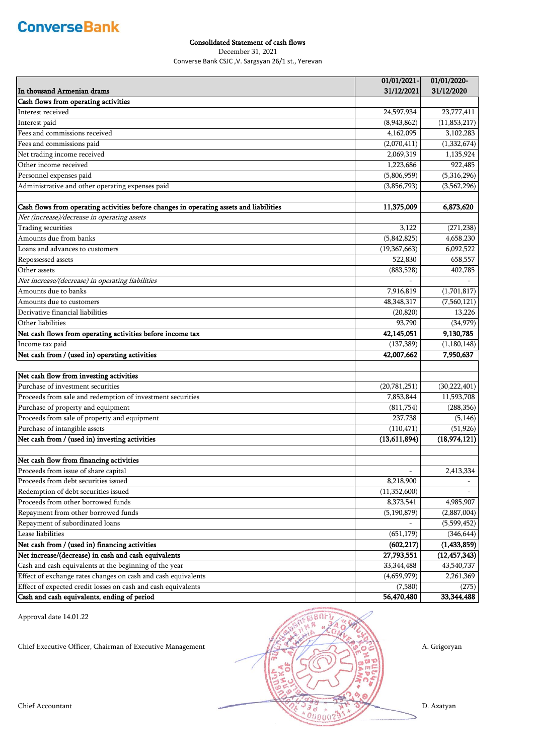# ConverseBank

**Consolidated Statement of cash flows**
December 31, 2021
Converse Bank CSJC ,V. Sargsyan 26/1 st., Yerevan

| In thousand Armenian drams | 01/01/2021-31/12/2021 | 01/01/2020-31/12/2020 |
|---|---|---|
| **Cash flows from operating activities** | | |
| Interest received | 24,597,934 | 23,777,411 |
| Interest paid | (8,943,862) | (11,853,217) |
| Fees and commissions received | 4,162,095 | 3,102,283 |
| Fees and commissions paid | (2,070,411) | (1,332,674) |
| Net trading income received | 2,069,319 | 1,135,924 |
| Other income received | 1,223,686 | 922,485 |
| Personnel expenses paid | (5,806,959) | (5,316,296) |
| Administrative and other operating expenses paid | (3,856,793) | (3,562,296) |
| | | |
| **Cash flows from operating activities before changes in operating assets and liabilities** | **11,375,009** | **6,873,620** |
| *Net (increase)/decrease in operating assets* | | |
| Trading securities | 3,122 | (271,238) |
| Amounts due from banks | (5,842,825) | 4,658,230 |
| Loans and advances to customers | (19,367,663) | 6,092,522 |
| Repossessed assets | 522,830 | 658,557 |
| Other assets | (883,528) | 402,785 |
| *Net increase/(decrease) in operating liabilities* | - | - |
| Amounts due to banks | 7,916,819 | (1,701,817) |
| Amounts due to customers | 48,348,317 | (7,560,121) |
| Derivative financial liabilities | (20,820) | 13,226 |
| Other liabilities | 93,790 | (34,979) |
| **Net cash flows from operating activities before income tax** | **42,145,051** | **9,130,785** |
| Income tax paid | (137,389) | (1,180,148) |
| **Net cash from / (used in) operating activities** | **42,007,662** | **7,950,637** |
| | | |
| **Net cash flow from investing activities** | | |
| Purchase of investment securities | (20,781,251) | (30,222,401) |
| Proceeds from sale and redemption of investment securities | 7,853,844 | 11,593,708 |
| Purchase of property and equipment | (811,754) | (288,356) |
| Proceeds from sale of property and equipment | 237,738 | (5,146) |
| Purchase of intangible assets | (110,471) | (51,926) |
| **Net cash from / (used in) investing activities** | **(13,611,894)** | **(18,974,121)** |
| | | |
| **Net cash flow from financing activities** | | |
| Proceeds from issue of share capital | - | 2,413,334 |
| Proceeds from debt securities issued | 8,218,900 | - |
| Redemption of debt securities issued | (11,352,600) | - |
| Proceeds from other borrowed funds | 8,373,541 | 4,985,907 |
| Repayment from other borrowed funds | (5,190,879) | (2,887,004) |
| Repayment of subordinated loans | - | (5,599,452) |
| Lease liabilities | (651,179) | (346,644) |
| **Net cash from / (used in) financing activities** | **(602,217)** | **(1,433,859)** |
| **Net increase/(decrease) in cash and cash equivalents** | **27,793,551** | **(12,457,343)** |
| Cash and cash equivalents at the beginning of the year | 33,344,488 | 43,540,737 |
| Effect of exchange rates changes on cash and cash equivalents | (4,659,979) | 2,261,369 |
| Effect of expected credit losses on cash and cash equivalents | (7,580) | (275) |
| **Cash and cash equivalents, ending of period** | **56,470,480** | **33,344,488** |

Approval date 14.01.22

Chief Executive Officer, Chairman of Executive Management — A. Grigoryan

Chief Accountant — D. Azatyan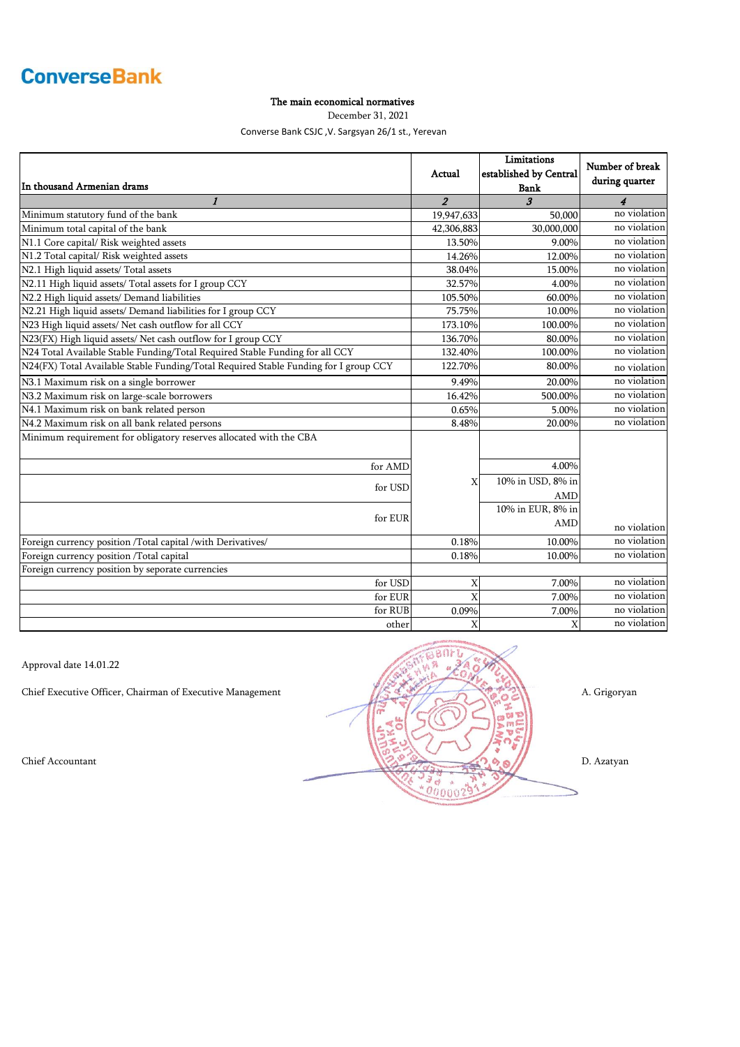ConverseBank

## The main economical normatives

December 31, 2021

Converse Bank CSJC ,V. Sargsyan 26/1 st., Yerevan

| In thousand Armenian drams | Actual | Limitations established by Central Bank | Number of break during quarter |
|---|---|---|---|
| *1* | *2* | *3* | *4* |
| Minimum statutory fund of the bank | 19,947,633 | 50,000 | no violation |
| Minimum total capital of the bank | 42,306,883 | 30,000,000 | no violation |
| N1.1 Core capital/ Risk weighted assets | 13.50% | 9.00% | no violation |
| N1.2 Total capital/ Risk weighted assets | 14.26% | 12.00% | no violation |
| N2.1 High liquid assets/ Total assets | 38.04% | 15.00% | no violation |
| N2.11 High liquid assets/ Total assets for I group CCY | 32.57% | 4.00% | no violation |
| N2.2 High liquid assets/ Demand liabilities | 105.50% | 60.00% | no violation |
| N2.21 High liquid assets/ Demand liabilities for I group CCY | 75.75% | 10.00% | no violation |
| N23 High liquid assets/ Net cash outflow for all CCY | 173.10% | 100.00% | no violation |
| N23(FX) High liquid assets/ Net cash outflow for I group CCY | 136.70% | 80.00% | no violation |
| N24 Total Available Stable Funding/Total Required Stable Funding for all CCY | 132.40% | 100.00% | no violation |
| N24(FX) Total Available Stable Funding/Total Required Stable Funding for I group CCY | 122.70% | 80.00% | no violation |
| N3.1 Maximum risk on a single borrower | 9.49% | 20.00% | no violation |
| N3.2 Maximum risk on large-scale borrowers | 16.42% | 500.00% | no violation |
| N4.1 Maximum risk on bank related person | 0.65% | 5.00% | no violation |
| N4.2 Maximum risk on all bank related persons | 8.48% | 20.00% | no violation |
| Minimum requirement for obligatory reserves allocated with the CBA | | | |
| for AMD | X | 4.00% | no violation |
| for USD | | 10% in USD, 8% in AMD | |
| for EUR | | 10% in EUR, 8% in AMD | |
| Foreign currency position /Total capital /with Derivatives/ | 0.18% | 10.00% | no violation |
| Foreign currency position /Total capital | 0.18% | 10.00% | no violation |
| Foreign currency position by seporate currencies | | | |
| for USD | X | 7.00% | no violation |
| for EUR | X | 7.00% | no violation |
| for RUB | 0.09% | 7.00% | no violation |
| other | X | X | no violation |

Approval date 14.01.22

Chief Executive Officer, Chairman of Executive Management — A. Grigoryan

Chief Accountant — D. Azatyan